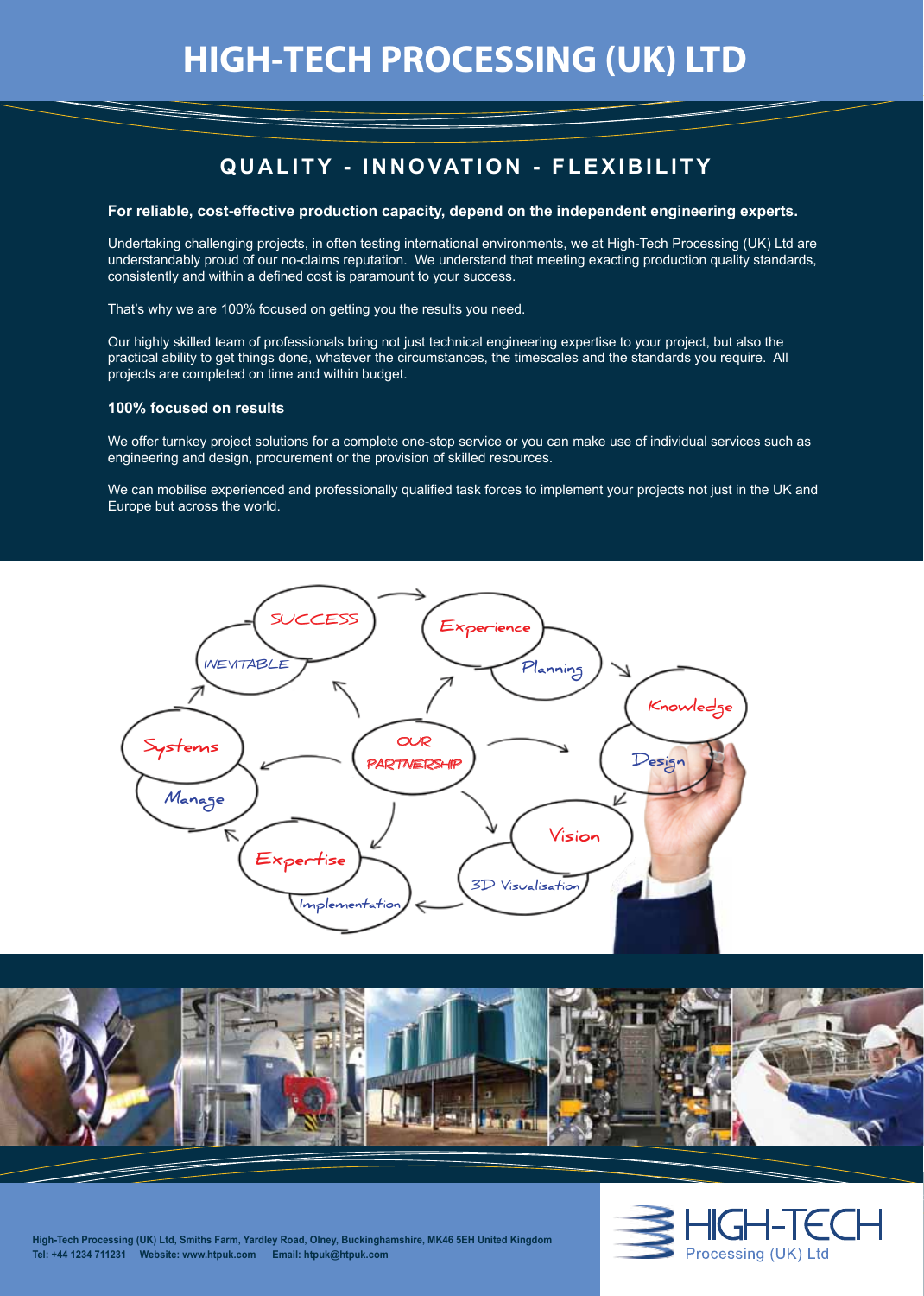# HIGH-TECH PROCESSING (UK) LTD

## QUALITY - INNOVATION - FLEXIBILITY

**For reliable, cost-effective production capacity, depend on the independent engineering experts.**

Undertaking challenging projects, in often testing international environments, we at High-Tech Processing (UK) Ltd are understandably proud of our no-claims reputation. We understand that meeting exacting production quality standards, consistently and within a defined cost is paramount to your success.

That's why we are 100% focused on getting you the results you need.

Our highly skilled team of professionals bring not just technical engineering expertise to your project, but also the practical ability to get things done, whatever the circumstances, the timescales and the standards you require. All projects are completed on time and within budget.

### 100% focused on results

We offer turnkey project solutions for a complete one-stop service or you can make use of individual services such as engineering and design, procurement or the provision of skilled resources.

We can mobilise experienced and professionally qualified task forces to implement your projects not just in the UK and Europe but across the world.

SUCCESS INEVITABLE — Experience Planning — Knowledge Design — Vision 3D Visualisation — Expertise Implementation — Systems Manage — OUR PARTNERSHIP

High-Tech Processing (UK) Ltd, Smiths Farm, Yardley Road, Olney, Buckinghamshire, MK46 5EH United Kingdom
Tel: +44 1234 711231 Website: www.htpuk.com Email: htpuk@htpuk.com

HIGH-TECH Processing (UK) Ltd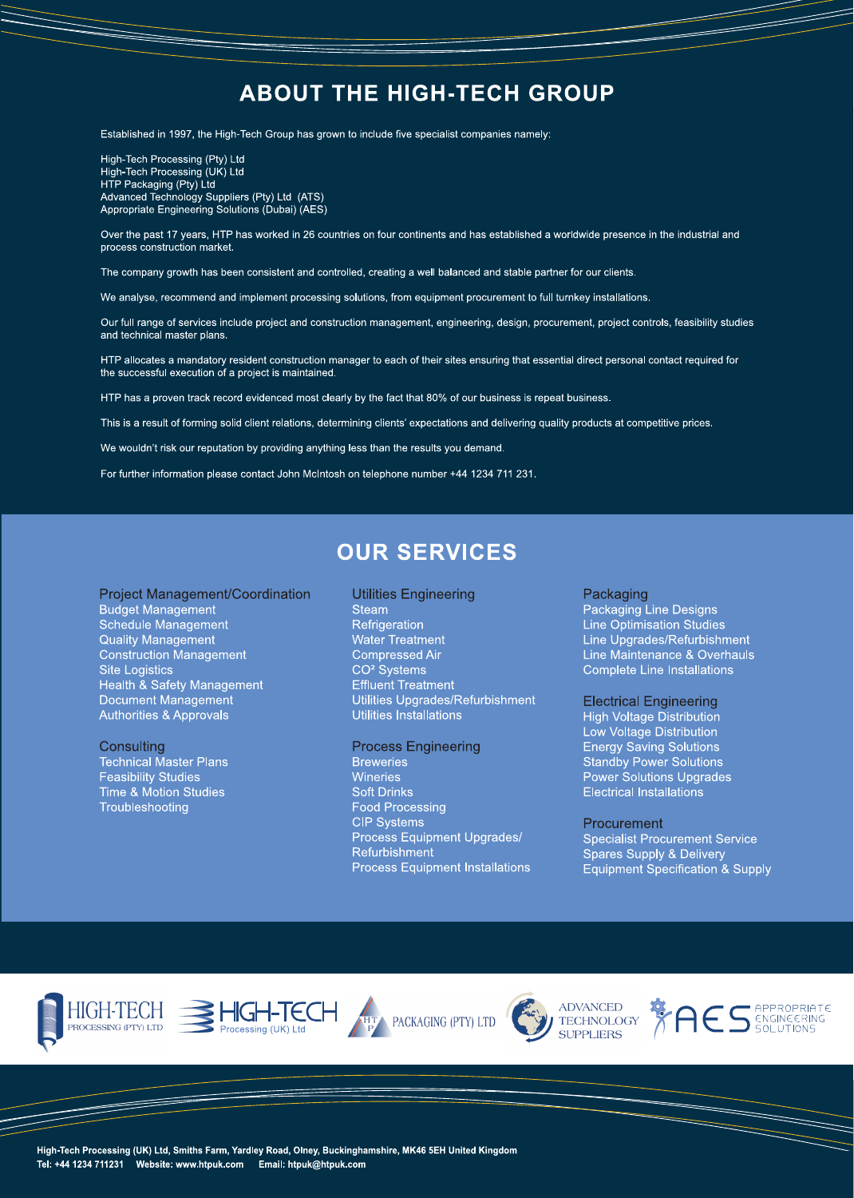# ABOUT THE HIGH-TECH GROUP

Established in 1997, the High-Tech Group has grown to include five specialist companies namely:

High-Tech Processing (Pty) Ltd
High-Tech Processing (UK) Ltd
HTP Packaging (Pty) Ltd
Advanced Technology Suppliers (Pty) Ltd (ATS)
Appropriate Engineering Solutions (Dubai) (AES)

Over the past 17 years, HTP has worked in 26 countries on four continents and has established a worldwide presence in the industrial and process construction market.

The company growth has been consistent and controlled, creating a well balanced and stable partner for our clients.

We analyse, recommend and implement processing solutions, from equipment procurement to full turnkey installations.

Our full range of services include project and construction management, engineering, design, procurement, project controls, feasibility studies and technical master plans.

HTP allocates a mandatory resident construction manager to each of their sites ensuring that essential direct personal contact required for the successful execution of a project is maintained.

HTP has a proven track record evidenced most clearly by the fact that 80% of our business is repeat business.

This is a result of forming solid client relations, determining clients' expectations and delivering quality products at competitive prices.

We wouldn't risk our reputation by providing anything less than the results you demand.

For further information please contact John McIntosh on telephone number +44 1234 711 231.

# OUR SERVICES

### Project Management/Coordination
- Budget Management
- Schedule Management
- Quality Management
- Construction Management
- Site Logistics
- Health & Safety Management
- Document Management
- Authorities & Approvals

### Consulting
- Technical Master Plans
- Feasibility Studies
- Time & Motion Studies
- Troubleshooting

### Utilities Engineering
- Steam
- Refrigeration
- Water Treatment
- Compressed Air
- $CO^2$ Systems
- Effluent Treatment
- Utilities Upgrades/Refurbishment
- Utilities Installations

### Process Engineering
- Breweries
- Wineries
- Soft Drinks
- Food Processing
- CIP Systems
- Process Equipment Upgrades/ Refurbishment
- Process Equipment Installations

### Packaging
- Packaging Line Designs
- Line Optimisation Studies
- Line Upgrades/Refurbishment
- Line Maintenance & Overhauls
- Complete Line Installations

### Electrical Engineering
- High Voltage Distribution
- Low Voltage Distribution
- Energy Saving Solutions
- Standby Power Solutions
- Power Solutions Upgrades
- Electrical Installations

### Procurement
- Specialist Procurement Service
- Spares Supply & Delivery
- Equipment Specification & Supply

HIGH-TECH PROCESSING (PTY) LTD | HIGH-TECH Processing (UK) Ltd | HTP PACKAGING (PTY) LTD | ADVANCED TECHNOLOGY SUPPLIERS | AES APPROPRIATE ENGINEERING SOLUTIONS

**High-Tech Processing (UK) Ltd, Smiths Farm, Yardley Road, Olney, Buckinghamshire, MK46 5EH United Kingdom**
**Tel: +44 1234 711231 Website: www.htpuk.com Email: htpuk@htpuk.com**